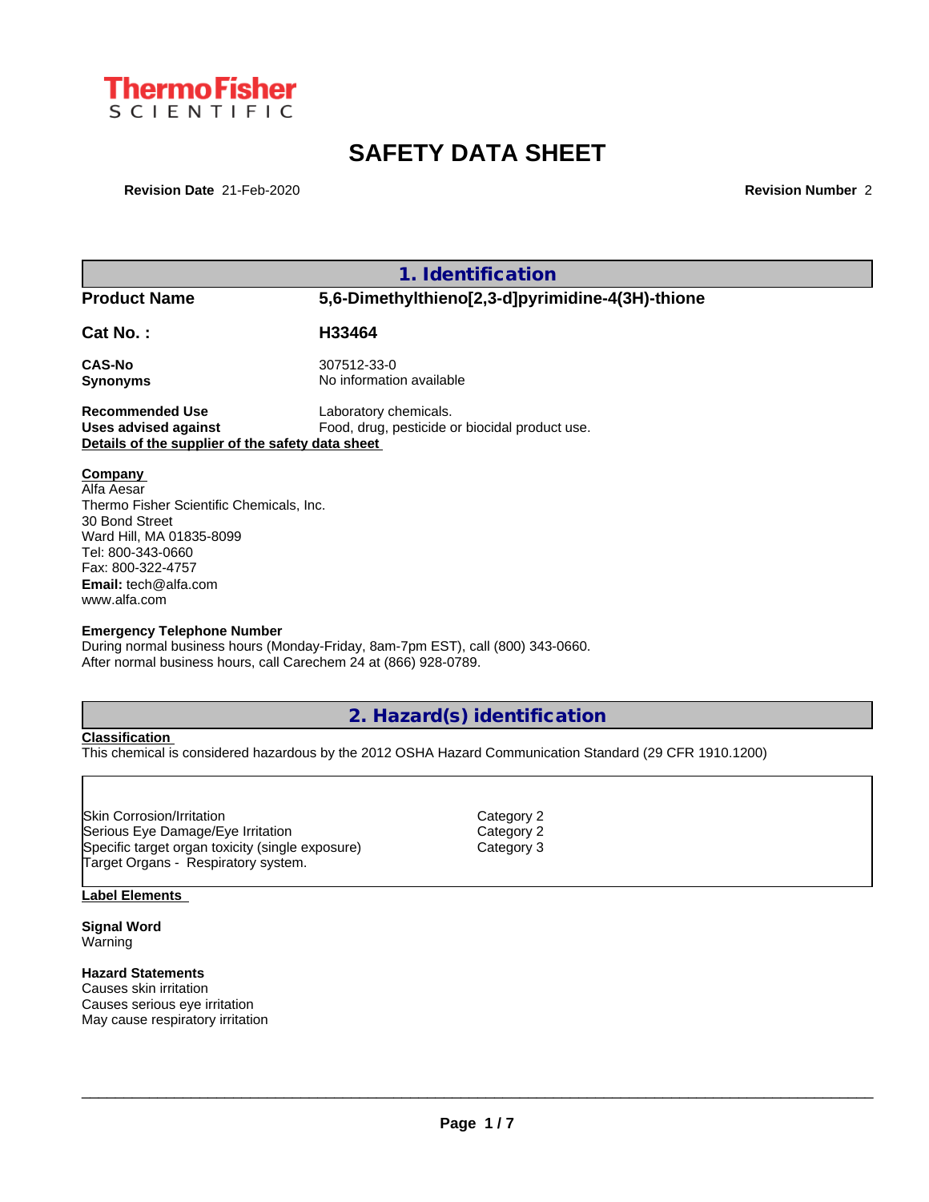Thermo Fisher SCIENTIFIC

# SAFETY DATA SHEET

**Revision Date** 21-Feb-2020 **Revision Number** 2

## 1. Identification

| | |
|---|---|
| **Product Name** | **5,6-Dimethylthieno[2,3-d]pyrimidine-4(3H)-thione** |
| **Cat No. :** | **H33464** |
| **CAS-No** | 307512-33-0 |
| **Synonyms** | No information available |
| **Recommended Use** | Laboratory chemicals. |
| **Uses advised against** | Food, drug, pesticide or biocidal product use. |

**Details of the supplier of the safety data sheet**

**Company**
Alfa Aesar
Thermo Fisher Scientific Chemicals, Inc.
30 Bond Street
Ward Hill, MA 01835-8099
Tel: 800-343-0660
Fax: 800-322-4757
**Email:** tech@alfa.com
www.alfa.com

**Emergency Telephone Number**
During normal business hours (Monday-Friday, 8am-7pm EST), call (800) 343-0660.
After normal business hours, call Carechem 24 at (866) 928-0789.

## 2. Hazard(s) identification

**Classification**
This chemical is considered hazardous by the 2012 OSHA Hazard Communication Standard (29 CFR 1910.1200)

| | |
|---|---|
| Skin Corrosion/Irritation | Category 2 |
| Serious Eye Damage/Eye Irritation | Category 2 |
| Specific target organ toxicity (single exposure) | Category 3 |
| Target Organs - Respiratory system. | |

**Label Elements**

**Signal Word**
Warning

**Hazard Statements**
Causes skin irritation
Causes serious eye irritation
May cause respiratory irritation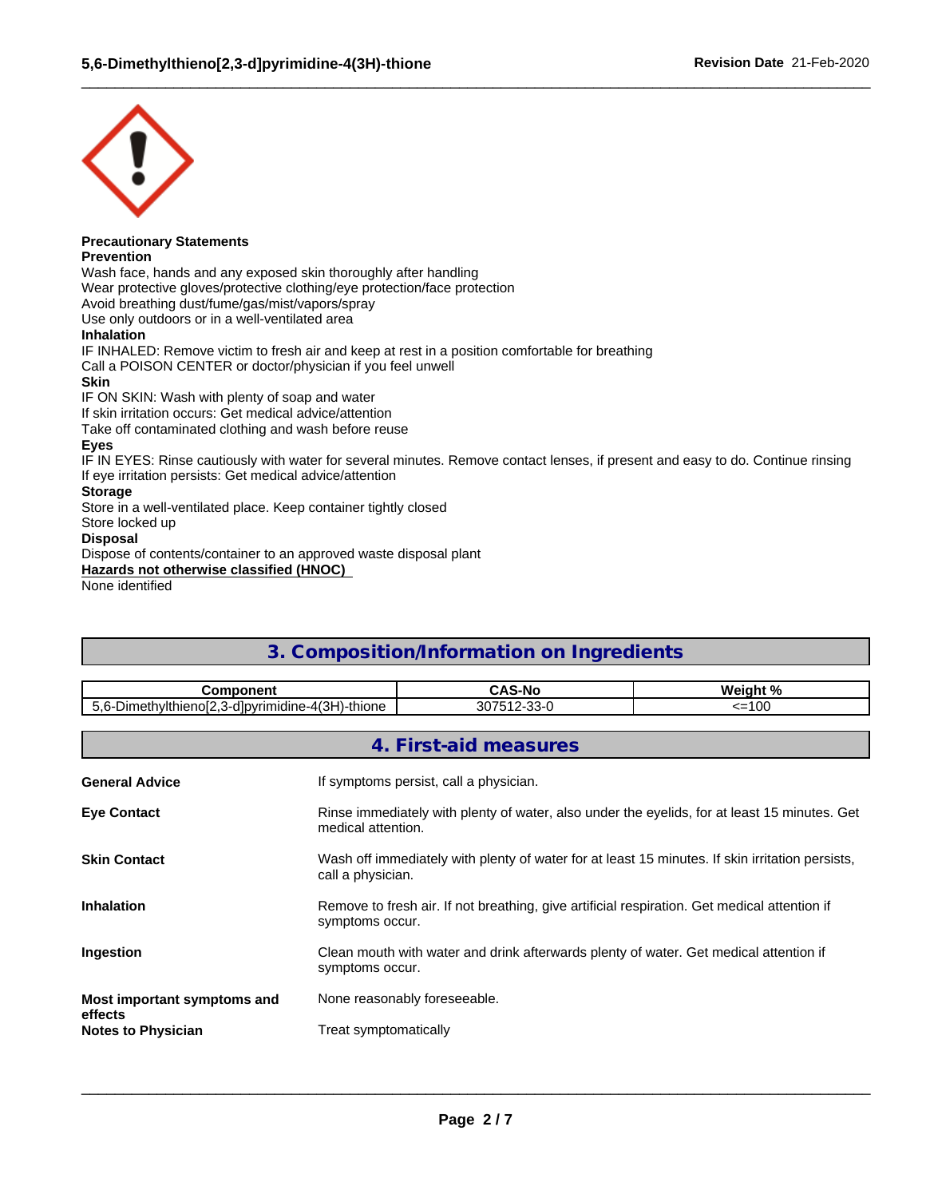**Precautionary Statements**

**Prevention**

Wash face, hands and any exposed skin thoroughly after handling
Wear protective gloves/protective clothing/eye protection/face protection
Avoid breathing dust/fume/gas/mist/vapors/spray
Use only outdoors or in a well-ventilated area

**Inhalation**

IF INHALED: Remove victim to fresh air and keep at rest in a position comfortable for breathing
Call a POISON CENTER or doctor/physician if you feel unwell

**Skin**

IF ON SKIN: Wash with plenty of soap and water
If skin irritation occurs: Get medical advice/attention
Take off contaminated clothing and wash before reuse

**Eyes**

IF IN EYES: Rinse cautiously with water for several minutes. Remove contact lenses, if present and easy to do. Continue rinsing
If eye irritation persists: Get medical advice/attention

**Storage**

Store in a well-ventilated place. Keep container tightly closed
Store locked up

**Disposal**

Dispose of contents/container to an approved waste disposal plant

**Hazards not otherwise classified (HNOC)**

None identified

## 3. Composition/Information on Ingredients

| Component | CAS-No | Weight % |
|---|---|---|
| 5,6-Dimethylthieno[2,3-d]pyrimidine-4(3H)-thione | 307512-33-0 | <=100 |

## 4. First-aid measures

**General Advice**
If symptoms persist, call a physician.

**Eye Contact**
Rinse immediately with plenty of water, also under the eyelids, for at least 15 minutes. Get medical attention.

**Skin Contact**
Wash off immediately with plenty of water for at least 15 minutes. If skin irritation persists, call a physician.

**Inhalation**
Remove to fresh air. If not breathing, give artificial respiration. Get medical attention if symptoms occur.

**Ingestion**
Clean mouth with water and drink afterwards plenty of water. Get medical attention if symptoms occur.

**Most important symptoms and effects**
None reasonably foreseeable.

**Notes to Physician**
Treat symptomatically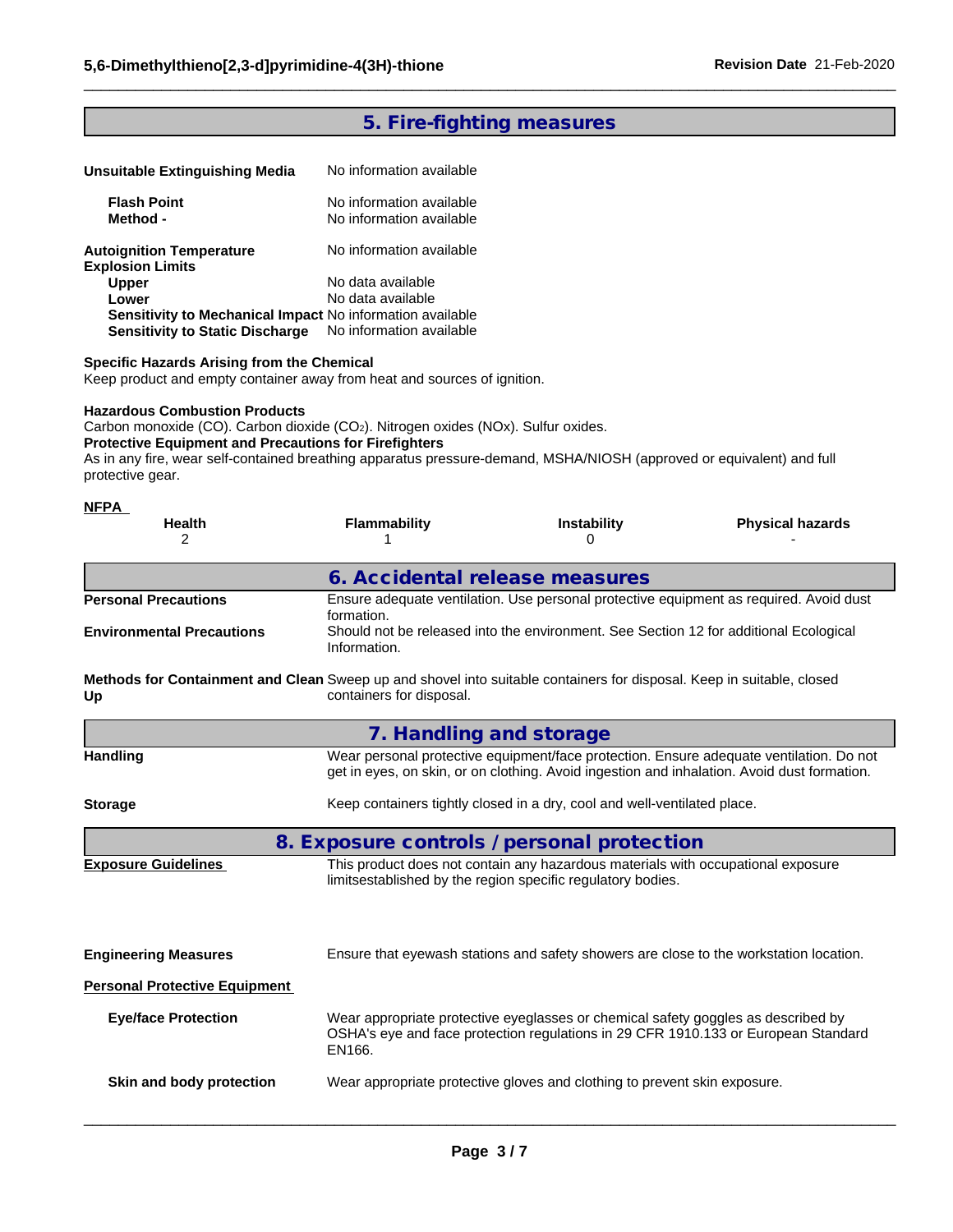## 5. Fire-fighting measures

**Unsuitable Extinguishing Media** No information available

**Flash Point** No information available
**Method -** No information available

**Autoignition Temperature** No information available
**Explosion Limits**
**Upper** No data available
**Lower** No data available
**Sensitivity to Mechanical Impact** No information available
**Sensitivity to Static Discharge** No information available

**Specific Hazards Arising from the Chemical**
Keep product and empty container away from heat and sources of ignition.

**Hazardous Combustion Products**
Carbon monoxide (CO). Carbon dioxide ($CO_2$). Nitrogen oxides (NOx). Sulfur oxides.
**Protective Equipment and Precautions for Firefighters**
As in any fire, wear self-contained breathing apparatus pressure-demand, MSHA/NIOSH (approved or equivalent) and full protective gear.

**NFPA**

| Health | Flammability | Instability | Physical hazards |
|---|---|---|---|
| 2 | 1 | 0 | - |

## 6. Accidental release measures

**Personal Precautions** Ensure adequate ventilation. Use personal protective equipment as required. Avoid dust formation.

**Environmental Precautions** Should not be released into the environment. See Section 12 for additional Ecological Information.

**Methods for Containment and Clean Up** Sweep up and shovel into suitable containers for disposal. Keep in suitable, closed containers for disposal.

## 7. Handling and storage

**Handling** Wear personal protective equipment/face protection. Ensure adequate ventilation. Do not get in eyes, on skin, or on clothing. Avoid ingestion and inhalation. Avoid dust formation.

**Storage** Keep containers tightly closed in a dry, cool and well-ventilated place.

## 8. Exposure controls / personal protection

**Exposure Guidelines** This product does not contain any hazardous materials with occupational exposure limitsestablished by the region specific regulatory bodies.

**Engineering Measures** Ensure that eyewash stations and safety showers are close to the workstation location.

**Personal Protective Equipment**

**Eye/face Protection** Wear appropriate protective eyeglasses or chemical safety goggles as described by OSHA's eye and face protection regulations in 29 CFR 1910.133 or European Standard EN166.

**Skin and body protection** Wear appropriate protective gloves and clothing to prevent skin exposure.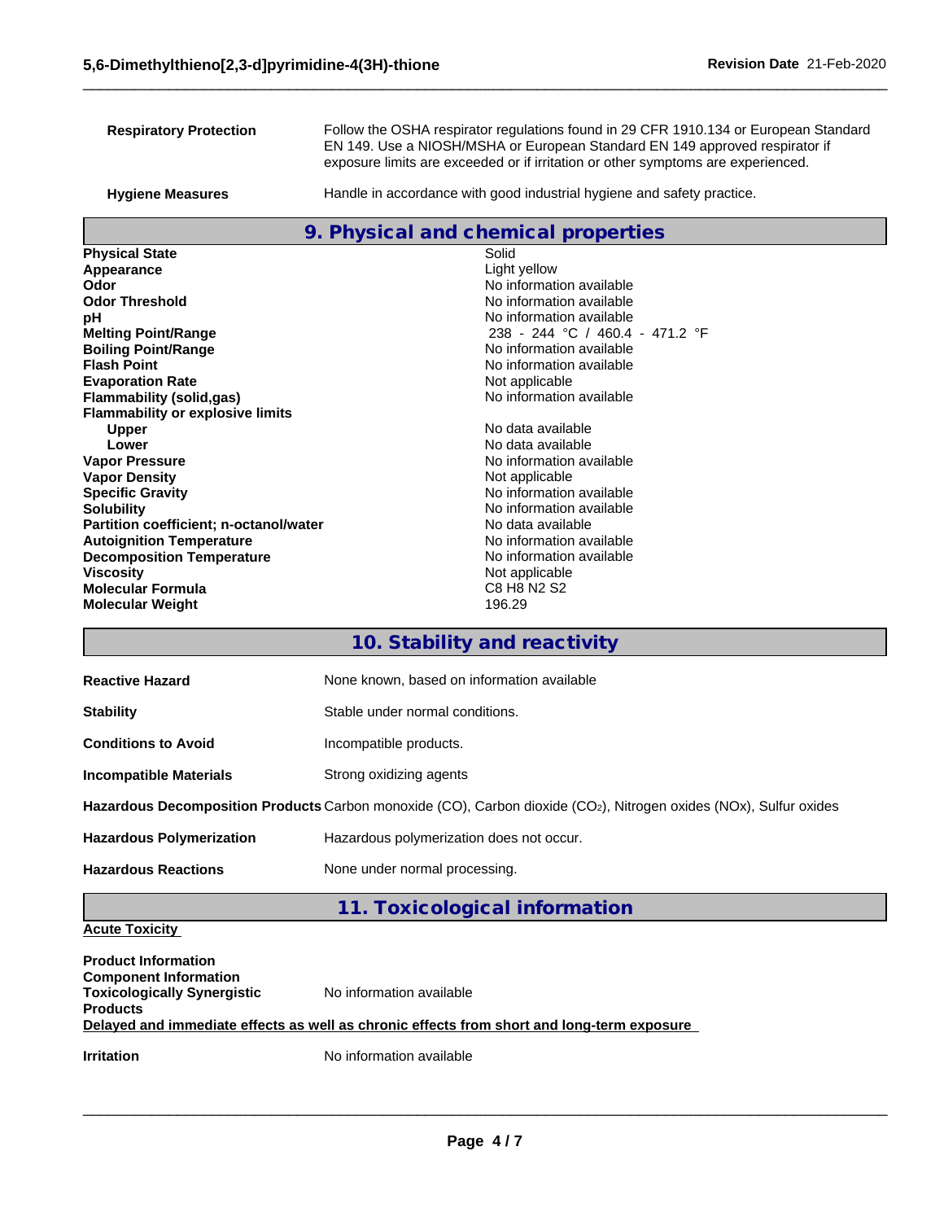| | |
|---|---|
| **Respiratory Protection** | Follow the OSHA respirator regulations found in 29 CFR 1910.134 or European Standard EN 149. Use a NIOSH/MSHA or European Standard EN 149 approved respirator if exposure limits are exceeded or if irritation or other symptoms are experienced. |
| **Hygiene Measures** | Handle in accordance with good industrial hygiene and safety practice. |

## 9. Physical and chemical properties

| | |
|---|---|
| **Physical State** | Solid |
| **Appearance** | Light yellow |
| **Odor** | No information available |
| **Odor Threshold** | No information available |
| **pH** | No information available |
| **Melting Point/Range** | 238 - 244 °C / 460.4 - 471.2 °F |
| **Boiling Point/Range** | No information available |
| **Flash Point** | No information available |
| **Evaporation Rate** | Not applicable |
| **Flammability (solid,gas)** | No information available |
| **Flammability or explosive limits** | |
| **Upper** | No data available |
| **Lower** | No data available |
| **Vapor Pressure** | No information available |
| **Vapor Density** | Not applicable |
| **Specific Gravity** | No information available |
| **Solubility** | No information available |
| **Partition coefficient; n-octanol/water** | No data available |
| **Autoignition Temperature** | No information available |
| **Decomposition Temperature** | No information available |
| **Viscosity** | Not applicable |
| **Molecular Formula** | C8 H8 N2 S2 |
| **Molecular Weight** | 196.29 |

## 10. Stability and reactivity

| | |
|---|---|
| **Reactive Hazard** | None known, based on information available |
| **Stability** | Stable under normal conditions. |
| **Conditions to Avoid** | Incompatible products. |
| **Incompatible Materials** | Strong oxidizing agents |
| **Hazardous Decomposition Products** | Carbon monoxide (CO), Carbon dioxide ($CO_2$), Nitrogen oxides (NOx), Sulfur oxides |
| **Hazardous Polymerization** | Hazardous polymerization does not occur. |
| **Hazardous Reactions** | None under normal processing. |

## 11. Toxicological information

**Acute Toxicity**

**Product Information**

**Component Information**

**Toxicologically Synergistic Products** No information available

**Delayed and immediate effects as well as chronic effects from short and long-term exposure**

**Irritation** No information available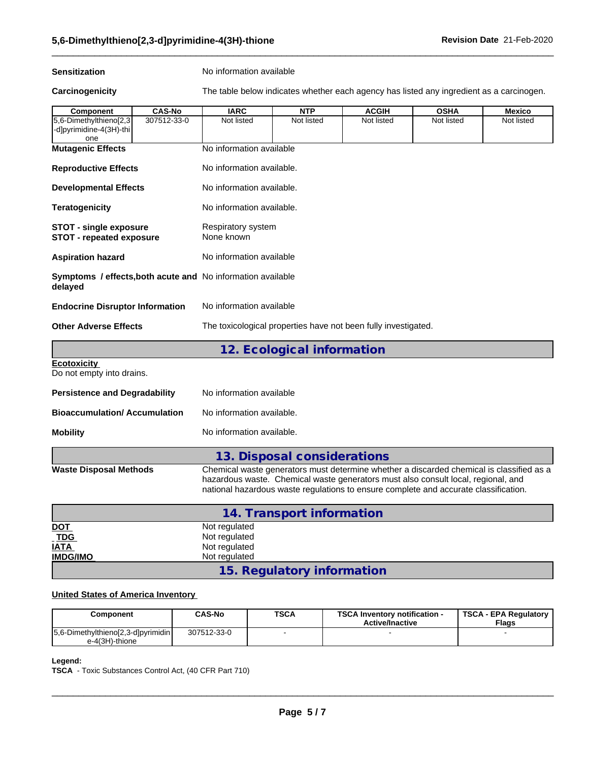**Sensitization** No information available

**Carcinogenicity** The table below indicates whether each agency has listed any ingredient as a carcinogen.

| Component | CAS-No | IARC | NTP | ACGIH | OSHA | Mexico |
|---|---|---|---|---|---|---|
| 5,6-Dimethylthieno[2,3-d]pyrimidine-4(3H)-thione | 307512-33-0 | Not listed | Not listed | Not listed | Not listed | Not listed |

**Mutagenic Effects** No information available

**Reproductive Effects** No information available.

**Developmental Effects** No information available.

**Teratogenicity** No information available.

**STOT - single exposure** Respiratory system
**STOT - repeated exposure** None known

**Aspiration hazard** No information available

**Symptoms / effects,both acute and delayed** No information available

**Endocrine Disruptor Information** No information available

**Other Adverse Effects** The toxicological properties have not been fully investigated.

## 12. Ecological information

**Ecotoxicity**
Do not empty into drains.

**Persistence and Degradability** No information available

**Bioaccumulation/ Accumulation** No information available.

**Mobility** No information available.

## 13. Disposal considerations

**Waste Disposal Methods** Chemical waste generators must determine whether a discarded chemical is classified as a hazardous waste. Chemical waste generators must also consult local, regional, and national hazardous waste regulations to ensure complete and accurate classification.

## 14. Transport information

**DOT** Not regulated
**TDG** Not regulated
**IATA** Not regulated
**IMDG/IMO** Not regulated

## 15. Regulatory information

**United States of America Inventory**

| Component | CAS-No | TSCA | TSCA Inventory notification - Active/Inactive | TSCA - EPA Regulatory Flags |
|---|---|---|---|---|
| 5,6-Dimethylthieno[2,3-d]pyrimidine-4(3H)-thione | 307512-33-0 | - | - | - |

**Legend:**
**TSCA** - Toxic Substances Control Act, (40 CFR Part 710)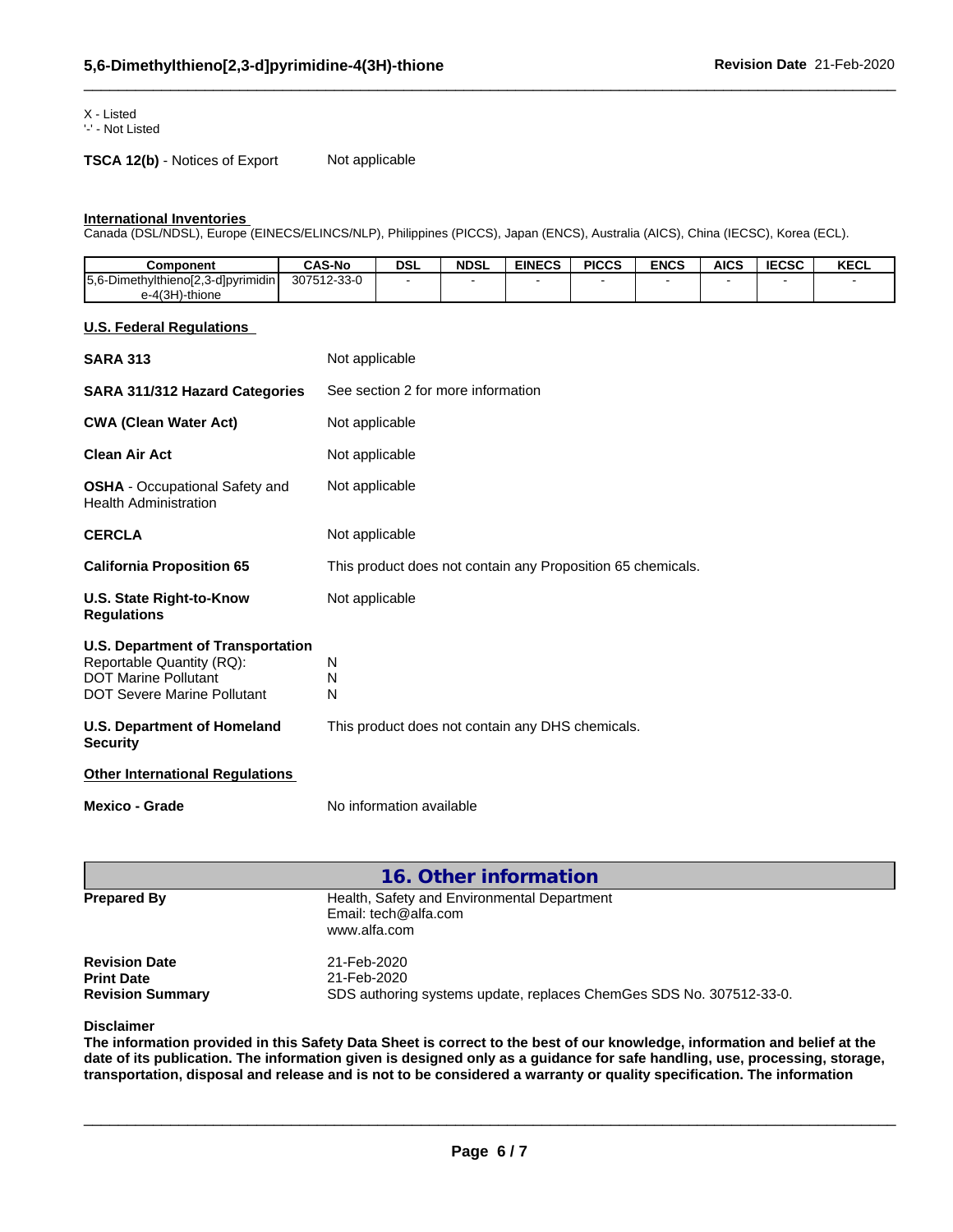X - Listed
'-' - Not Listed

**TSCA 12(b)** - Notices of Export　　Not applicable

**International Inventories**
Canada (DSL/NDSL), Europe (EINECS/ELINCS/NLP), Philippines (PICCS), Japan (ENCS), Australia (AICS), China (IECSC), Korea (ECL).

| Component | CAS-No | DSL | NDSL | EINECS | PICCS | ENCS | AICS | IECSC | KECL |
|---|---|---|---|---|---|---|---|---|---|
| 5,6-Dimethylthieno[2,3-d]pyrimidine-4(3H)-thione | 307512-33-0 | - | - | - | - | - | - | - | - |

**U.S. Federal Regulations**

| | |
|---|---|
| **SARA 313** | Not applicable |
| **SARA 311/312 Hazard Categories** | See section 2 for more information |
| **CWA (Clean Water Act)** | Not applicable |
| **Clean Air Act** | Not applicable |
| **OSHA** - Occupational Safety and Health Administration | Not applicable |
| **CERCLA** | Not applicable |
| **California Proposition 65** | This product does not contain any Proposition 65 chemicals. |
| **U.S. State Right-to-Know Regulations** | Not applicable |

**U.S. Department of Transportation**

| | |
|---|---|
| Reportable Quantity (RQ): | N |
| DOT Marine Pollutant | N |
| DOT Severe Marine Pollutant | N |

**U.S. Department of Homeland Security**　　This product does not contain any DHS chemicals.

**Other International Regulations**

**Mexico - Grade**　　No information available

## 16. Other information

**Prepared By**　　Health, Safety and Environmental Department
Email: tech@alfa.com
www.alfa.com

**Revision Date**　　21-Feb-2020
**Print Date**　　21-Feb-2020
**Revision Summary**　　SDS authoring systems update, replaces ChemGes SDS No. 307512-33-0.

**Disclaimer**
**The information provided in this Safety Data Sheet is correct to the best of our knowledge, information and belief at the date of its publication. The information given is designed only as a guidance for safe handling, use, processing, storage, transportation, disposal and release and is not to be considered a warranty or quality specification. The information**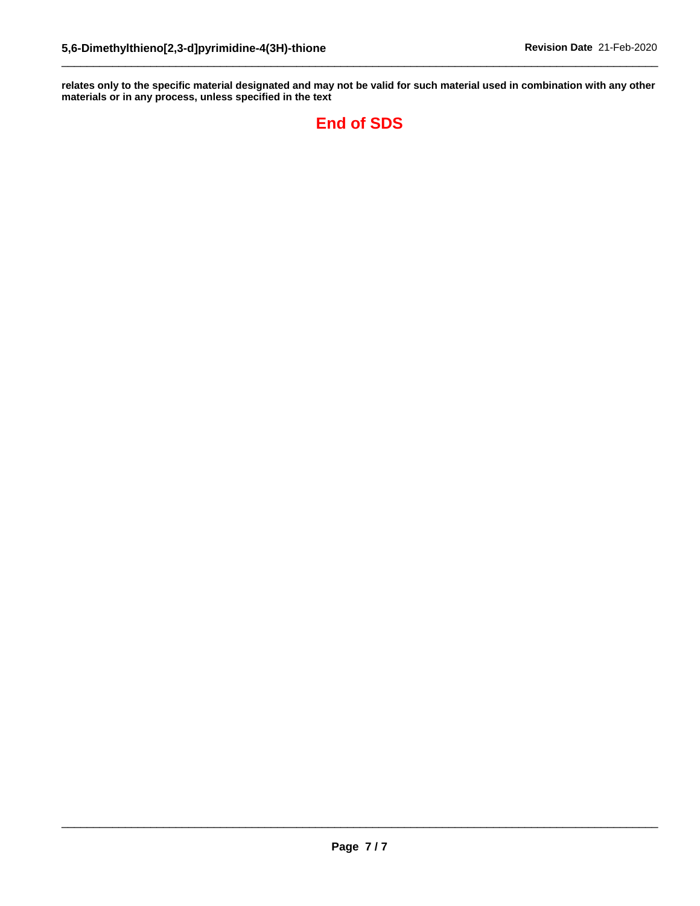**relates only to the specific material designated and may not be valid for such material used in combination with any other materials or in any process, unless specified in the text**

## End of SDS